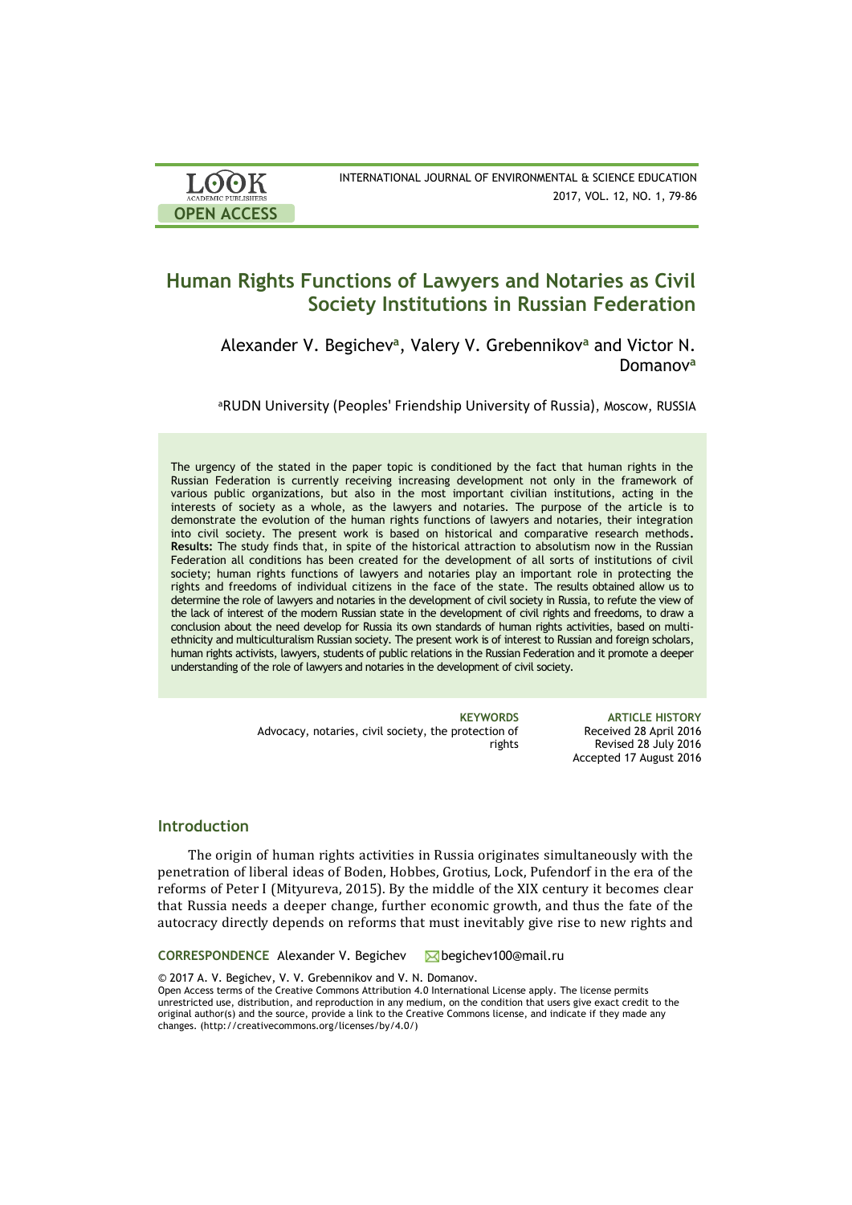# Human Rights Functions of Lawyers and Notaries as Civil Society Institutions in Russian Federation

Alexander V. Begichev[a], Valery V. Grebennikov[a] and Victor N. Domanov[a]

[a]RUDN University (Peoples' Friendship University of Russia), Moscow, RUSSIA

The urgency of the stated in the paper topic is conditioned by the fact that human rights in the Russian Federation is currently receiving increasing development not only in the framework of various public organizations, but also in the most important civilian institutions, acting in the interests of society as a whole, as the lawyers and notaries. The purpose of the article is to demonstrate the evolution of the human rights functions of lawyers and notaries, their integration into civil society. The present work is based on historical and comparative research methods. **Results:** The study finds that, in spite of the historical attraction to absolutism now in the Russian Federation all conditions has been created for the development of all sorts of institutions of civil society; human rights functions of lawyers and notaries play an important role in protecting the rights and freedoms of individual citizens in the face of the state. The results obtained allow us to determine the role of lawyers and notaries in the development of civil society in Russia, to refute the view of the lack of interest of the modern Russian state in the development of civil rights and freedoms, to draw a conclusion about the need develop for Russia its own standards of human rights activities, based on multi-ethnicity and multiculturalism Russian society. The present work is of interest to Russian and foreign scholars, human rights activists, lawyers, students of public relations in the Russian Federation and it promote a deeper understanding of the role of lawyers and notaries in the development of civil society.

**KEYWORDS**
Advocacy, notaries, civil society, the protection of rights

**ARTICLE HISTORY**
Received 28 April 2016
Revised 28 July 2016
Accepted 17 August 2016

## Introduction

The origin of human rights activities in Russia originates simultaneously with the penetration of liberal ideas of Boden, Hobbes, Grotius, Lock, Pufendorf in the era of the reforms of Peter I (Mityureva, 2015). By the middle of the XIX century it becomes clear that Russia needs a deeper change, further economic growth, and thus the fate of the autocracy directly depends on reforms that must inevitably give rise to new rights and

**CORRESPONDENCE** Alexander V. Begichev begichev100@mail.ru

© 2017 A. V. Begichev, V. V. Grebennikov and V. N. Domanov.
Open Access terms of the Creative Commons Attribution 4.0 International License apply. The license permits unrestricted use, distribution, and reproduction in any medium, on the condition that users give exact credit to the original author(s) and the source, provide a link to the Creative Commons license, and indicate if they made any changes. (http://creativecommons.org/licenses/by/4.0/)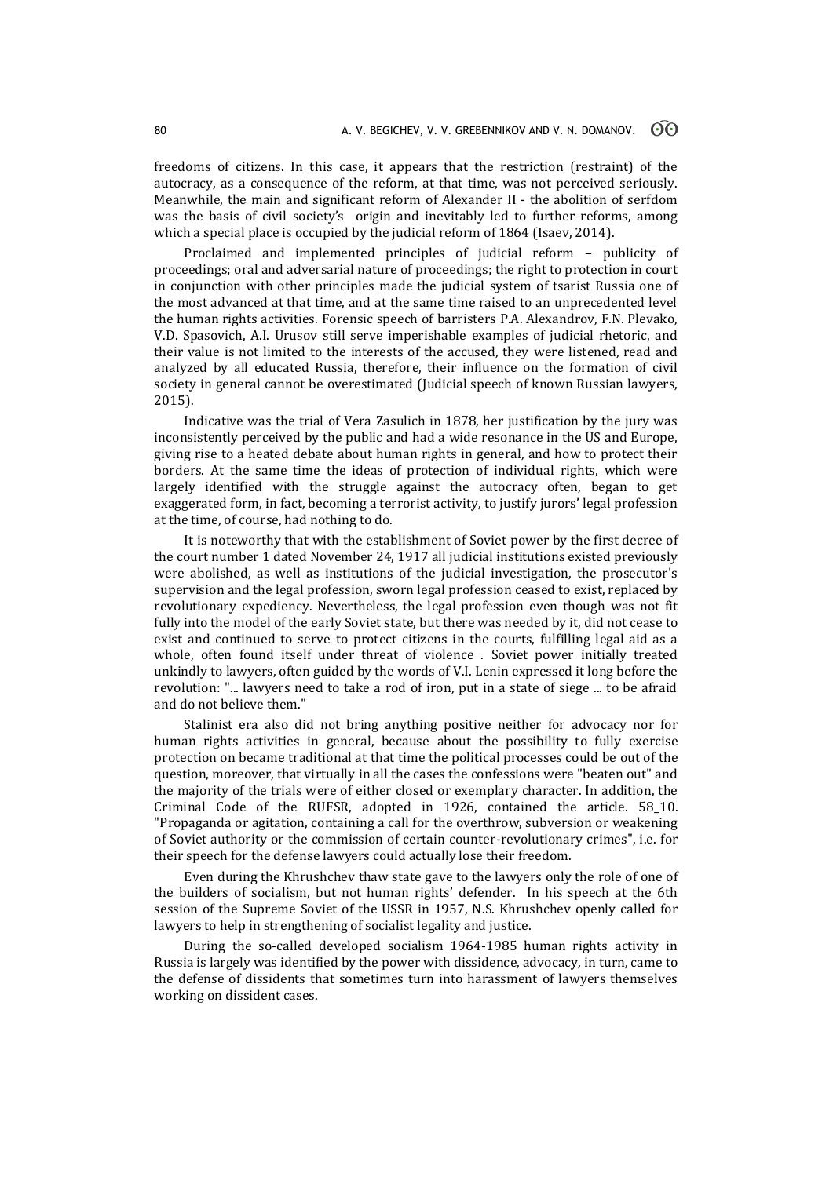freedoms of citizens. In this case, it appears that the restriction (restraint) of the autocracy, as a consequence of the reform, at that time, was not perceived seriously. Meanwhile, the main and significant reform of Alexander II - the abolition of serfdom was the basis of civil society's origin and inevitably led to further reforms, among which a special place is occupied by the judicial reform of 1864 (Isaev, 2014).

Proclaimed and implemented principles of judicial reform – publicity of proceedings; oral and adversarial nature of proceedings; the right to protection in court in conjunction with other principles made the judicial system of tsarist Russia one of the most advanced at that time, and at the same time raised to an unprecedented level the human rights activities. Forensic speech of barristers P.A. Alexandrov, F.N. Plevako, V.D. Spasovich, A.I. Urusov still serve imperishable examples of judicial rhetoric, and their value is not limited to the interests of the accused, they were listened, read and analyzed by all educated Russia, therefore, their influence on the formation of civil society in general cannot be overestimated (Judicial speech of known Russian lawyers, 2015).

Indicative was the trial of Vera Zasulich in 1878, her justification by the jury was inconsistently perceived by the public and had a wide resonance in the US and Europe, giving rise to a heated debate about human rights in general, and how to protect their borders. At the same time the ideas of protection of individual rights, which were largely identified with the struggle against the autocracy often, began to get exaggerated form, in fact, becoming a terrorist activity, to justify jurors' legal profession at the time, of course, had nothing to do.

It is noteworthy that with the establishment of Soviet power by the first decree of the court number 1 dated November 24, 1917 all judicial institutions existed previously were abolished, as well as institutions of the judicial investigation, the prosecutor's supervision and the legal profession, sworn legal profession ceased to exist, replaced by revolutionary expediency. Nevertheless, the legal profession even though was not fit fully into the model of the early Soviet state, but there was needed by it, did not cease to exist and continued to serve to protect citizens in the courts, fulfilling legal aid as a whole, often found itself under threat of violence . Soviet power initially treated unkindly to lawyers, often guided by the words of V.I. Lenin expressed it long before the revolution: "... lawyers need to take a rod of iron, put in a state of siege ... to be afraid and do not believe them."

Stalinist era also did not bring anything positive neither for advocacy nor for human rights activities in general, because about the possibility to fully exercise protection on became traditional at that time the political processes could be out of the question, moreover, that virtually in all the cases the confessions were "beaten out" and the majority of the trials were of either closed or exemplary character. In addition, the Criminal Code of the RUFSR, adopted in 1926, contained the article. 58_10. "Propaganda or agitation, containing a call for the overthrow, subversion or weakening of Soviet authority or the commission of certain counter-revolutionary crimes", i.e. for their speech for the defense lawyers could actually lose their freedom.

Even during the Khrushchev thaw state gave to the lawyers only the role of one of the builders of socialism, but not human rights' defender. In his speech at the 6th session of the Supreme Soviet of the USSR in 1957, N.S. Khrushchev openly called for lawyers to help in strengthening of socialist legality and justice.

During the so-called developed socialism 1964-1985 human rights activity in Russia is largely was identified by the power with dissidence, advocacy, in turn, came to the defense of dissidents that sometimes turn into harassment of lawyers themselves working on dissident cases.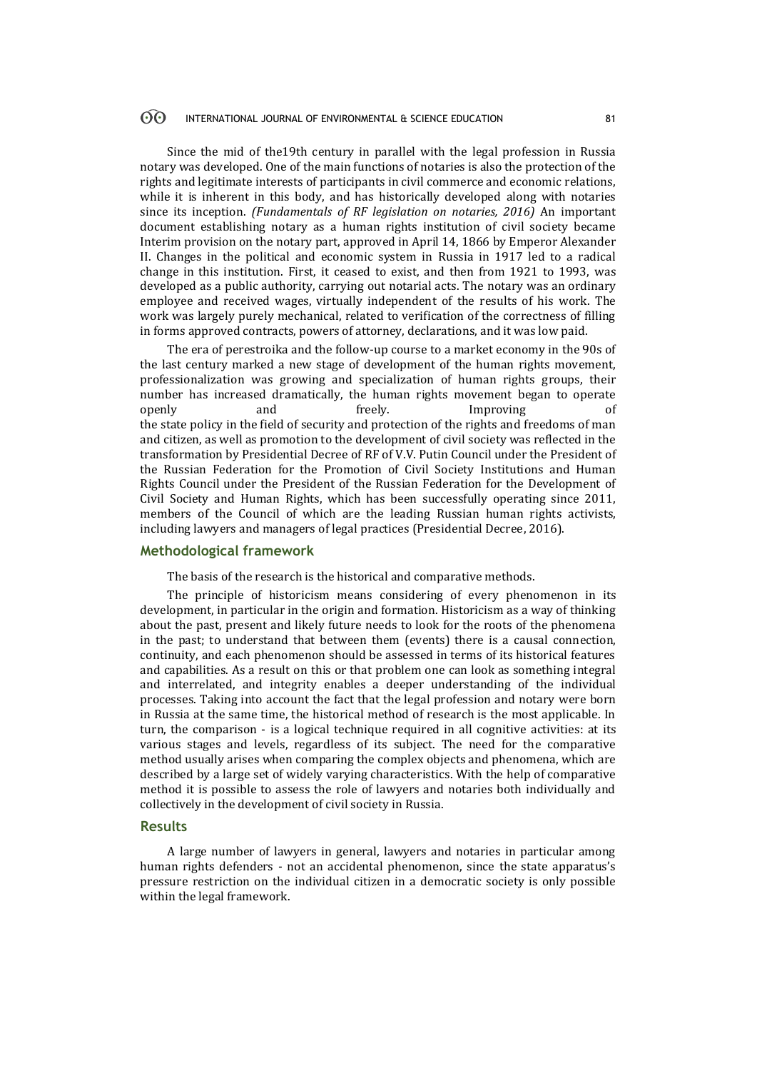Since the mid of the19th century in parallel with the legal profession in Russia notary was developed. One of the main functions of notaries is also the protection of the rights and legitimate interests of participants in civil commerce and economic relations, while it is inherent in this body, and has historically developed along with notaries since its inception. *(Fundamentals of RF legislation on notaries, 2016)* An important document establishing notary as a human rights institution of civil society became Interim provision on the notary part, approved in April 14, 1866 by Emperor Alexander II. Changes in the political and economic system in Russia in 1917 led to a radical change in this institution. First, it ceased to exist, and then from 1921 to 1993, was developed as a public authority, carrying out notarial acts. The notary was an ordinary employee and received wages, virtually independent of the results of his work. The work was largely purely mechanical, related to verification of the correctness of filling in forms approved contracts, powers of attorney, declarations, and it was low paid.

The era of perestroika and the follow-up course to a market economy in the 90s of the last century marked a new stage of development of the human rights movement, professionalization was growing and specialization of human rights groups, their number has increased dramatically, the human rights movement began to operate openly and freely. Improving of the state policy in the field of security and protection of the rights and freedoms of man and citizen, as well as promotion to the development of civil society was reflected in the transformation by Presidential Decree of RF of V.V. Putin Council under the President of the Russian Federation for the Promotion of Civil Society Institutions and Human Rights Council under the President of the Russian Federation for the Development of Civil Society and Human Rights, which has been successfully operating since 2011, members of the Council of which are the leading Russian human rights activists, including lawyers and managers of legal practices (Presidential Decree, 2016).

## Methodological framework

The basis of the research is the historical and comparative methods.

The principle of historicism means considering of every phenomenon in its development, in particular in the origin and formation. Historicism as a way of thinking about the past, present and likely future needs to look for the roots of the phenomena in the past; to understand that between them (events) there is a causal connection, continuity, and each phenomenon should be assessed in terms of its historical features and capabilities. As a result on this or that problem one can look as something integral and interrelated, and integrity enables a deeper understanding of the individual processes. Taking into account the fact that the legal profession and notary were born in Russia at the same time, the historical method of research is the most applicable. In turn, the comparison - is a logical technique required in all cognitive activities: at its various stages and levels, regardless of its subject. The need for the comparative method usually arises when comparing the complex objects and phenomena, which are described by a large set of widely varying characteristics. With the help of comparative method it is possible to assess the role of lawyers and notaries both individually and collectively in the development of civil society in Russia.

## Results

A large number of lawyers in general, lawyers and notaries in particular among human rights defenders - not an accidental phenomenon, since the state apparatus's pressure restriction on the individual citizen in a democratic society is only possible within the legal framework.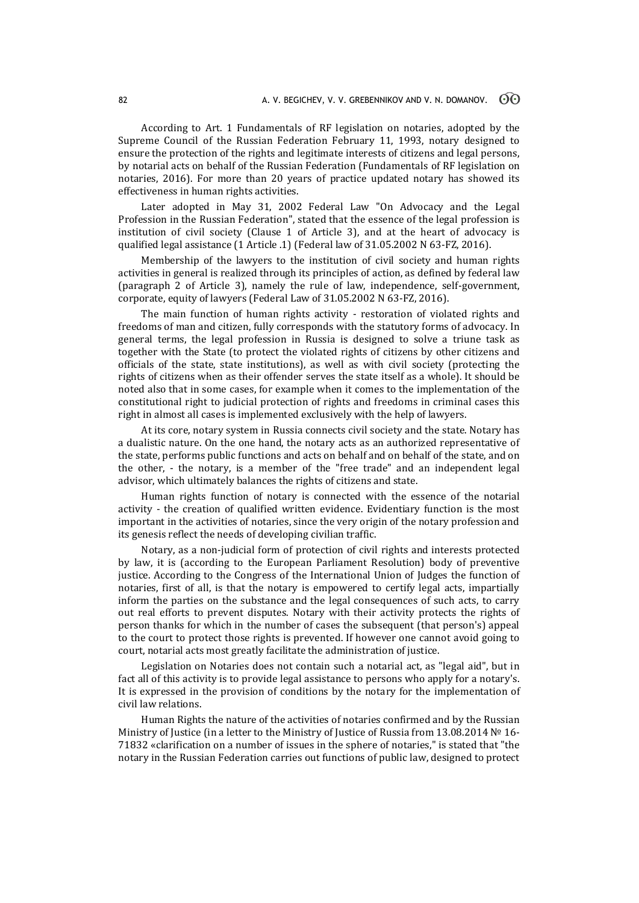According to Art. 1 Fundamentals of RF legislation on notaries, adopted by the Supreme Council of the Russian Federation February 11, 1993, notary designed to ensure the protection of the rights and legitimate interests of citizens and legal persons, by notarial acts on behalf of the Russian Federation (Fundamentals of RF legislation on notaries, 2016). For more than 20 years of practice updated notary has showed its effectiveness in human rights activities.

Later adopted in May 31, 2002 Federal Law "On Advocacy and the Legal Profession in the Russian Federation", stated that the essence of the legal profession is institution of civil society (Clause 1 of Article 3), and at the heart of advocacy is qualified legal assistance (1 Article .1) (Federal law of 31.05.2002 N 63-FZ, 2016).

Membership of the lawyers to the institution of civil society and human rights activities in general is realized through its principles of action, as defined by federal law (paragraph 2 of Article 3), namely the rule of law, independence, self-government, corporate, equity of lawyers (Federal Law of 31.05.2002 N 63-FZ, 2016).

The main function of human rights activity - restoration of violated rights and freedoms of man and citizen, fully corresponds with the statutory forms of advocacy. In general terms, the legal profession in Russia is designed to solve a triune task as together with the State (to protect the violated rights of citizens by other citizens and officials of the state, state institutions), as well as with civil society (protecting the rights of citizens when as their offender serves the state itself as a whole). It should be noted also that in some cases, for example when it comes to the implementation of the constitutional right to judicial protection of rights and freedoms in criminal cases this right in almost all cases is implemented exclusively with the help of lawyers.

At its core, notary system in Russia connects civil society and the state. Notary has a dualistic nature. On the one hand, the notary acts as an authorized representative of the state, performs public functions and acts on behalf and on behalf of the state, and on the other, - the notary, is a member of the "free trade" and an independent legal advisor, which ultimately balances the rights of citizens and state.

Human rights function of notary is connected with the essence of the notarial activity - the creation of qualified written evidence. Evidentiary function is the most important in the activities of notaries, since the very origin of the notary profession and its genesis reflect the needs of developing civilian traffic.

Notary, as a non-judicial form of protection of civil rights and interests protected by law, it is (according to the European Parliament Resolution) body of preventive justice. According to the Congress of the International Union of Judges the function of notaries, first of all, is that the notary is empowered to certify legal acts, impartially inform the parties on the substance and the legal consequences of such acts, to carry out real efforts to prevent disputes. Notary with their activity protects the rights of person thanks for which in the number of cases the subsequent (that person's) appeal to the court to protect those rights is prevented. If however one cannot avoid going to court, notarial acts most greatly facilitate the administration of justice.

Legislation on Notaries does not contain such a notarial act, as "legal aid", but in fact all of this activity is to provide legal assistance to persons who apply for a notary's. It is expressed in the provision of conditions by the notary for the implementation of civil law relations.

Human Rights the nature of the activities of notaries confirmed and by the Russian Ministry of Justice (in a letter to the Ministry of Justice of Russia from 13.08.2014 № 16-71832 «clarification on a number of issues in the sphere of notaries," is stated that "the notary in the Russian Federation carries out functions of public law, designed to protect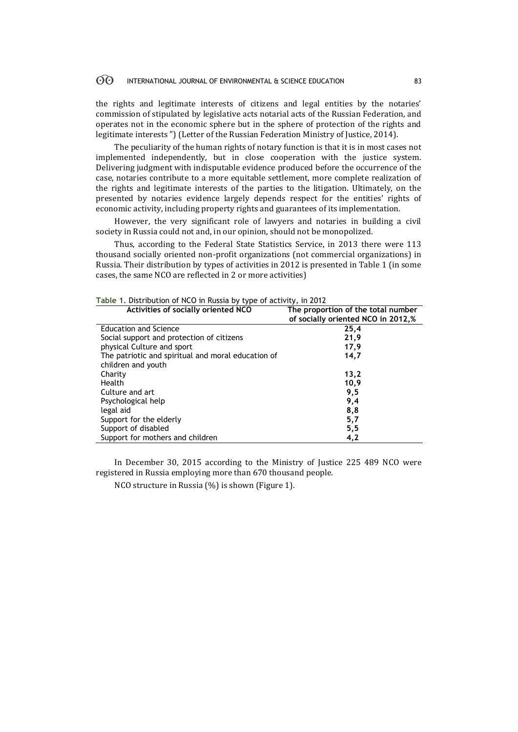the rights and legitimate interests of citizens and legal entities by the notaries' commission of stipulated by legislative acts notarial acts of the Russian Federation, and operates not in the economic sphere but in the sphere of protection of the rights and legitimate interests ") (Letter of the Russian Federation Ministry of Justice, 2014).

The peculiarity of the human rights of notary function is that it is in most cases not implemented independently, but in close cooperation with the justice system. Delivering judgment with indisputable evidence produced before the occurrence of the case, notaries contribute to a more equitable settlement, more complete realization of the rights and legitimate interests of the parties to the litigation. Ultimately, on the presented by notaries evidence largely depends respect for the entities' rights of economic activity, including property rights and guarantees of its implementation.

However, the very significant role of lawyers and notaries in building a civil society in Russia could not and, in our opinion, should not be monopolized.

Thus, according to the Federal State Statistics Service, in 2013 there were 113 thousand socially oriented non-profit organizations (not commercial organizations) in Russia. Their distribution by types of activities in 2012 is presented in Table 1 (in some cases, the same NCO are reflected in 2 or more activities)

**Table 1.** Distribution of NCO in Russia by type of activity, in 2012

| Activities of socially oriented NCO | The proportion of the total number of socially oriented NCO in 2012,% |
|---|---|
| Education and Science | **25,4** |
| Social support and protection of citizens | **21,9** |
| physical Culture and sport | **17,9** |
| The patriotic and spiritual and moral education of children and youth | **14,7** |
| Charity | **13,2** |
| Health | **10,9** |
| Culture and art | **9,5** |
| Psychological help | **9,4** |
| legal aid | **8,8** |
| Support for the elderly | **5,7** |
| Support of disabled | **5,5** |
| Support for mothers and children | **4,2** |

In December 30, 2015 according to the Ministry of Justice 225 489 NCO were registered in Russia employing more than 670 thousand people.

NCO structure in Russia (%) is shown (Figure 1).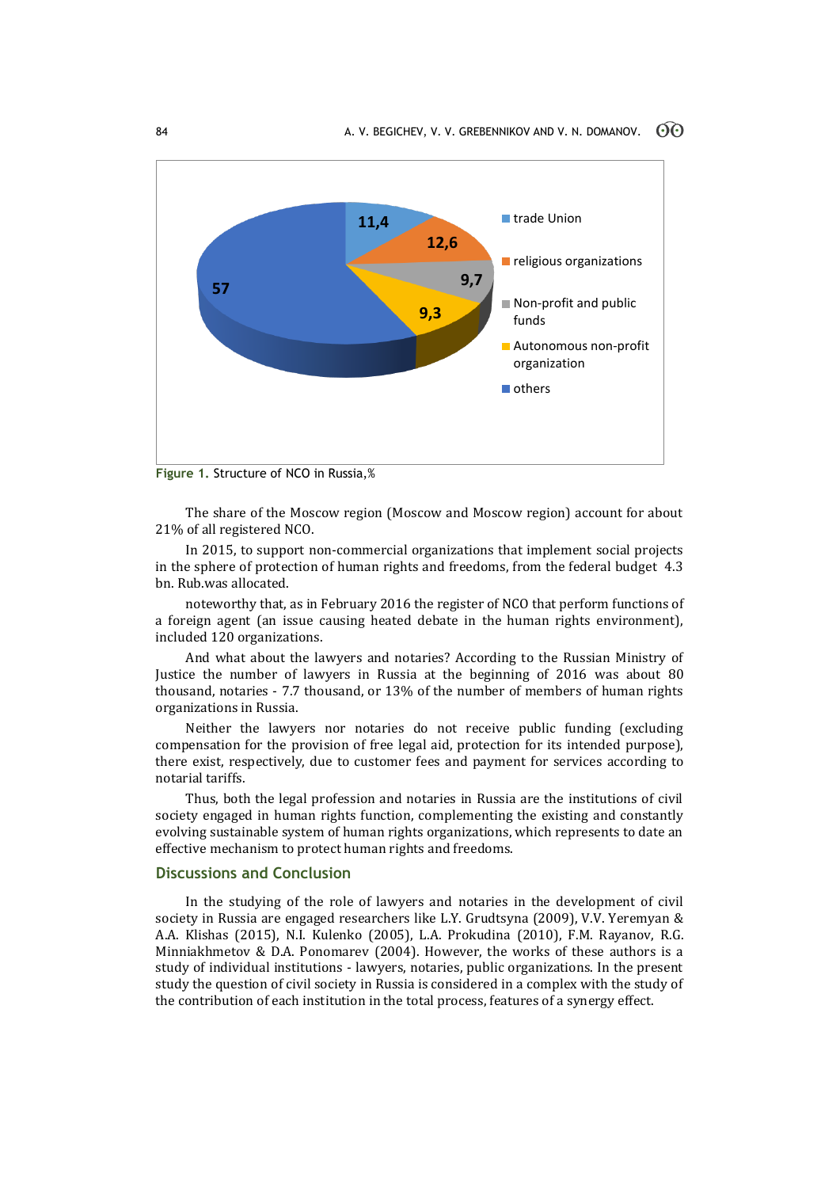Figure 1. Structure of NCO in Russia,%

The share of the Moscow region (Moscow and Moscow region) account for about 21% of all registered NCO.

In 2015, to support non-commercial organizations that implement social projects in the sphere of protection of human rights and freedoms, from the federal budget 4.3 bn. Rub.was allocated.

noteworthy that, as in February 2016 the register of NCO that perform functions of a foreign agent (an issue causing heated debate in the human rights environment), included 120 organizations.

And what about the lawyers and notaries? According to the Russian Ministry of Justice the number of lawyers in Russia at the beginning of 2016 was about 80 thousand, notaries - 7.7 thousand, or 13% of the number of members of human rights organizations in Russia.

Neither the lawyers nor notaries do not receive public funding (excluding compensation for the provision of free legal aid, protection for its intended purpose), there exist, respectively, due to customer fees and payment for services according to notarial tariffs.

Thus, both the legal profession and notaries in Russia are the institutions of civil society engaged in human rights function, complementing the existing and constantly evolving sustainable system of human rights organizations, which represents to date an effective mechanism to protect human rights and freedoms.

## Discussions and Conclusion

In the studying of the role of lawyers and notaries in the development of civil society in Russia are engaged researchers like L.Y. Grudtsyna (2009), V.V. Yeremyan & A.A. Klishas (2015), N.I. Kulenko (2005), L.A. Prokudina (2010), F.M. Rayanov, R.G. Minniakhmetov & D.A. Ponomarev (2004). However, the works of these authors is a study of individual institutions - lawyers, notaries, public organizations. In the present study the question of civil society in Russia is considered in a complex with the study of the contribution of each institution in the total process, features of a synergy effect.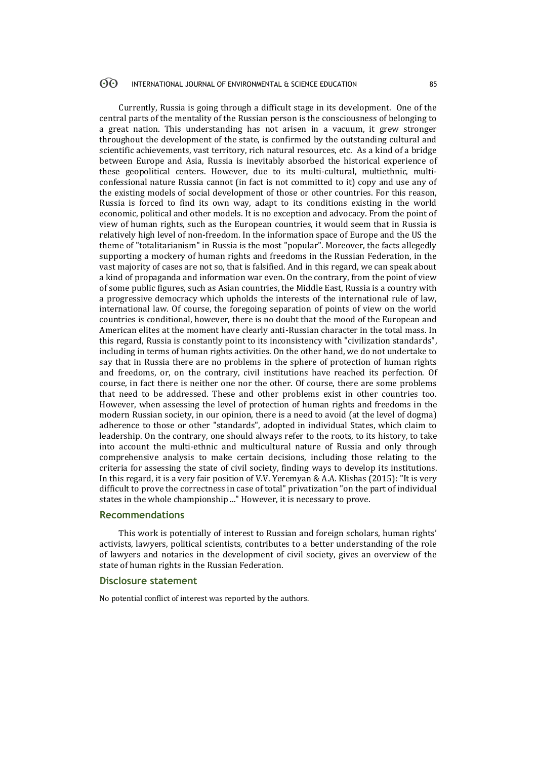Currently, Russia is going through a difficult stage in its development. One of the central parts of the mentality of the Russian person is the consciousness of belonging to a great nation. This understanding has not arisen in a vacuum, it grew stronger throughout the development of the state, is confirmed by the outstanding cultural and scientific achievements, vast territory, rich natural resources, etc. As a kind of a bridge between Europe and Asia, Russia is inevitably absorbed the historical experience of these geopolitical centers. However, due to its multi-cultural, multiethnic, multi-confessional nature Russia cannot (in fact is not committed to it) copy and use any of the existing models of social development of those or other countries. For this reason, Russia is forced to find its own way, adapt to its conditions existing in the world economic, political and other models. It is no exception and advocacy. From the point of view of human rights, such as the European countries, it would seem that in Russia is relatively high level of non-freedom. In the information space of Europe and the US the theme of "totalitarianism" in Russia is the most "popular". Moreover, the facts allegedly supporting a mockery of human rights and freedoms in the Russian Federation, in the vast majority of cases are not so, that is falsified. And in this regard, we can speak about a kind of propaganda and information war even. On the contrary, from the point of view of some public figures, such as Asian countries, the Middle East, Russia is a country with a progressive democracy which upholds the interests of the international rule of law, international law. Of course, the foregoing separation of points of view on the world countries is conditional, however, there is no doubt that the mood of the European and American elites at the moment have clearly anti-Russian character in the total mass. In this regard, Russia is constantly point to its inconsistency with "civilization standards", including in terms of human rights activities. On the other hand, we do not undertake to say that in Russia there are no problems in the sphere of protection of human rights and freedoms, or, on the contrary, civil institutions have reached its perfection. Of course, in fact there is neither one nor the other. Of course, there are some problems that need to be addressed. These and other problems exist in other countries too. However, when assessing the level of protection of human rights and freedoms in the modern Russian society, in our opinion, there is a need to avoid (at the level of dogma) adherence to those or other "standards", adopted in individual States, which claim to leadership. On the contrary, one should always refer to the roots, to its history, to take into account the multi-ethnic and multicultural nature of Russia and only through comprehensive analysis to make certain decisions, including those relating to the criteria for assessing the state of civil society, finding ways to develop its institutions. In this regard, it is a very fair position of V.V. Yeremyan & A.A. Klishas (2015): "It is very difficult to prove the correctness in case of total" privatization "on the part of individual states in the whole championship ..." However, it is necessary to prove.

## Recommendations

This work is potentially of interest to Russian and foreign scholars, human rights' activists, lawyers, political scientists, contributes to a better understanding of the role of lawyers and notaries in the development of civil society, gives an overview of the state of human rights in the Russian Federation.

## Disclosure statement

No potential conflict of interest was reported by the authors.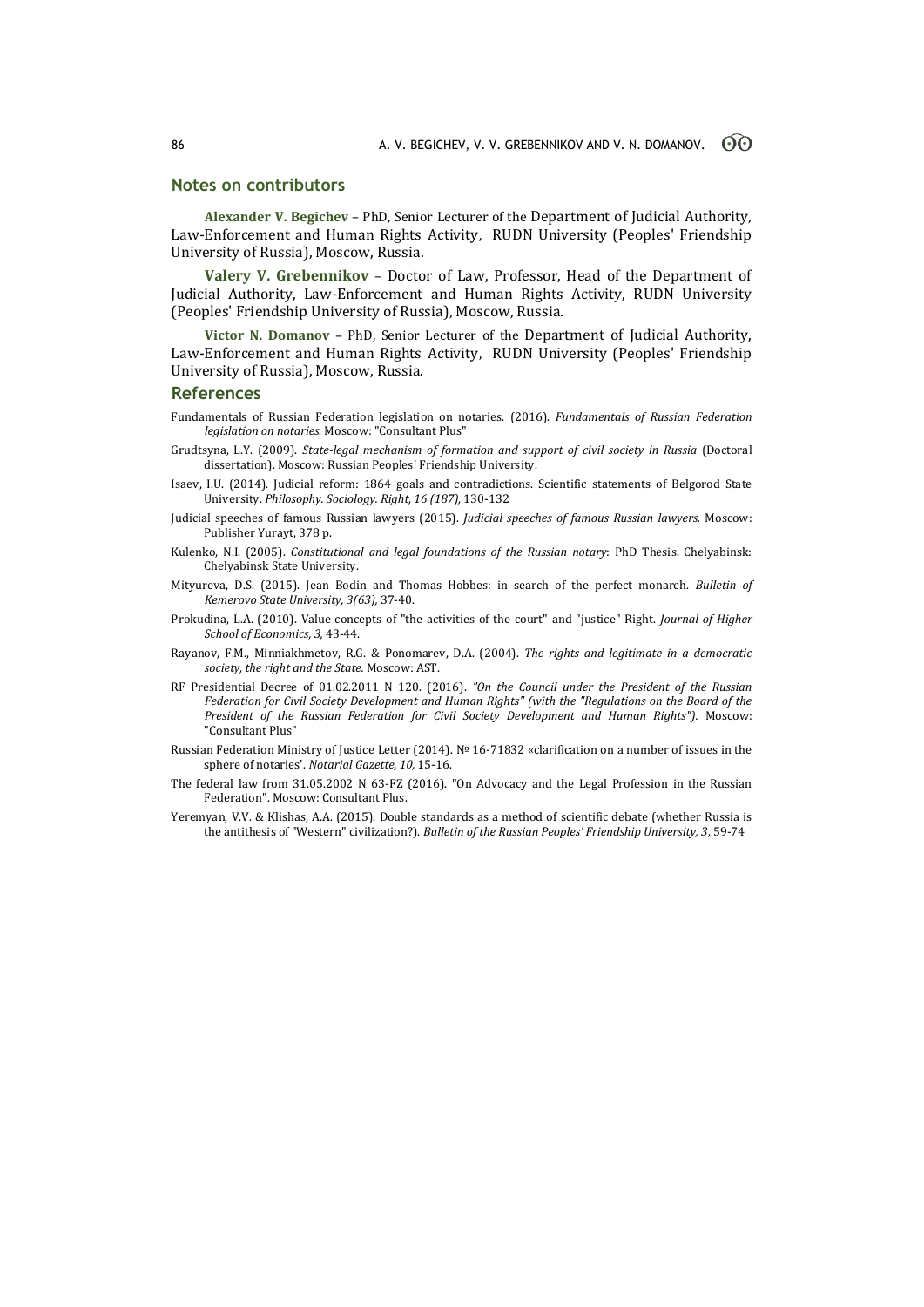## Notes on contributors

**Alexander V. Begichev** – PhD, Senior Lecturer of the Department of Judicial Authority, Law-Enforcement and Human Rights Activity, RUDN University (Peoples' Friendship University of Russia), Moscow, Russia.

**Valery V. Grebennikov** – Doctor of Law, Professor, Head of the Department of Judicial Authority, Law-Enforcement and Human Rights Activity, RUDN University (Peoples' Friendship University of Russia), Moscow, Russia.

**Victor N. Domanov** – PhD, Senior Lecturer of the Department of Judicial Authority, Law-Enforcement and Human Rights Activity, RUDN University (Peoples' Friendship University of Russia), Moscow, Russia.

## References

Fundamentals of Russian Federation legislation on notaries. (2016). *Fundamentals of Russian Federation legislation on notaries.* Moscow: "Consultant Plus"

Grudtsyna, L.Y. (2009). *State-legal mechanism of formation and support of civil society in Russia* (Doctoral dissertation). Moscow: Russian Peoples' Friendship University.

Isaev, I.U. (2014). Judicial reform: 1864 goals and contradictions. Scientific statements of Belgorod State University. *Philosophy. Sociology. Right, 16 (187),* 130-132

Judicial speeches of famous Russian lawyers (2015). *Judicial speeches of famous Russian lawyers.* Moscow: Publisher Yurayt, 378 p.

Kulenko, N.I. (2005). *Constitutional and legal foundations of the Russian notary*: PhD Thesis. Chelyabinsk: Chelyabinsk State University.

Mityureva, D.S. (2015). Jean Bodin and Thomas Hobbes: in search of the perfect monarch. *Bulletin of Kemerovo State University, 3(63),* 37-40.

Prokudina, L.A. (2010). Value concepts of "the activities of the court" and "justice" Right. *Journal of Higher School of Economics, 3,* 43-44.

Rayanov, F.M., Minniakhmetov, R.G. & Ponomarev, D.A. (2004). *The rights and legitimate in a democratic society, the right and the State.* Moscow: AST.

RF Presidential Decree of 01.02.2011 N 120. (2016). *"On the Council under the President of the Russian Federation for Civil Society Development and Human Rights" (with the "Regulations on the Board of the President of the Russian Federation for Civil Society Development and Human Rights").* Moscow: "Consultant Plus"

Russian Federation Ministry of Justice Letter (2014). № 16-71832 «clarification on a number of issues in the sphere of notaries'. *Notarial Gazette, 10,* 15-16.

The federal law from 31.05.2002 N 63-FZ (2016). "On Advocacy and the Legal Profession in the Russian Federation". Moscow: Consultant Plus.

Yeremyan, V.V. & Klishas, A.A. (2015). Double standards as a method of scientific debate (whether Russia is the antithesis of "Western" civilization?). *Bulletin of the Russian Peoples' Friendship University, 3*, 59-74